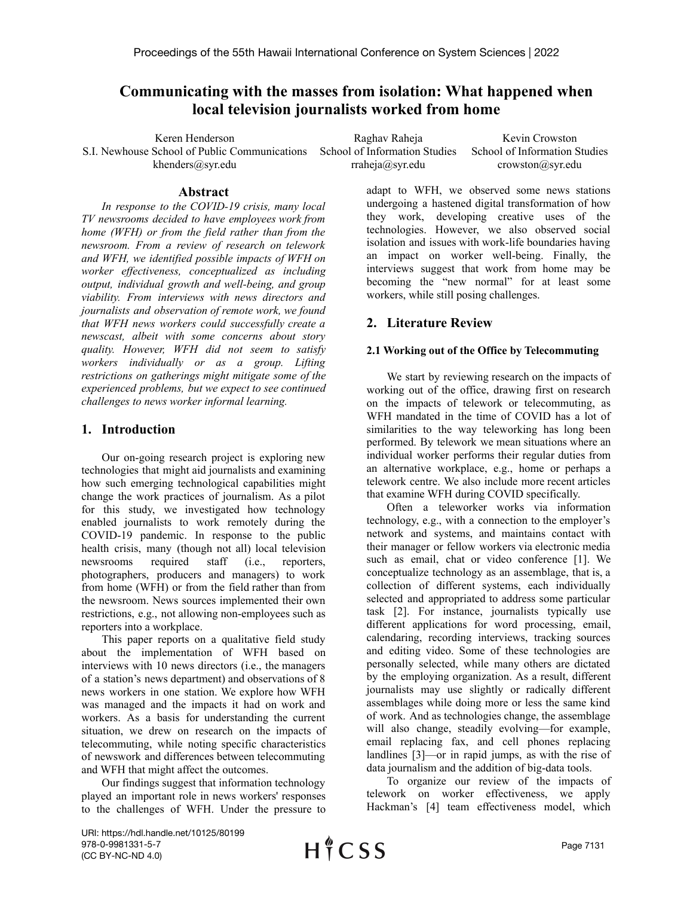# Communicating with the masses from isolation: What happened when local television journalists worked from home

Keren Henderson
S.I. Newhouse School of Public Communications
khenders@syr.edu

Raghav Raheja
School of Information Studies
rraheja@syr.edu

Kevin Crowston
School of Information Studies
crowston@syr.edu

## Abstract

*In response to the COVID-19 crisis, many local TV newsrooms decided to have employees work from home (WFH) or from the field rather than from the newsroom. From a review of research on telework and WFH, we identified possible impacts of WFH on worker effectiveness, conceptualized as including output, individual growth and well-being, and group viability. From interviews with news directors and journalists and observation of remote work, we found that WFH news workers could successfully create a newscast, albeit with some concerns about story quality. However, WFH did not seem to satisfy workers individually or as a group. Lifting restrictions on gatherings might mitigate some of the experienced problems, but we expect to see continued challenges to news worker informal learning.*

## 1. Introduction

Our on-going research project is exploring new technologies that might aid journalists and examining how such emerging technological capabilities might change the work practices of journalism. As a pilot for this study, we investigated how technology enabled journalists to work remotely during the COVID-19 pandemic. In response to the public health crisis, many (though not all) local television newsrooms required staff (i.e., reporters, photographers, producers and managers) to work from home (WFH) or from the field rather than from the newsroom. News sources implemented their own restrictions, e.g., not allowing non-employees such as reporters into a workplace.

This paper reports on a qualitative field study about the implementation of WFH based on interviews with 10 news directors (i.e., the managers of a station's news department) and observations of 8 news workers in one station. We explore how WFH was managed and the impacts it had on work and workers. As a basis for understanding the current situation, we drew on research on the impacts of telecommuting, while noting specific characteristics of newswork and differences between telecommuting and WFH that might affect the outcomes.

Our findings suggest that information technology played an important role in news workers' responses to the challenges of WFH. Under the pressure to adapt to WFH, we observed some news stations undergoing a hastened digital transformation of how they work, developing creative uses of the technologies. However, we also observed social isolation and issues with work-life boundaries having an impact on worker well-being. Finally, the interviews suggest that work from home may be becoming the "new normal" for at least some workers, while still posing challenges.

## 2. Literature Review

### 2.1 Working out of the Office by Telecommuting

We start by reviewing research on the impacts of working out of the office, drawing first on research on the impacts of telework or telecommuting, as WFH mandated in the time of COVID has a lot of similarities to the way teleworking has long been performed. By telework we mean situations where an individual worker performs their regular duties from an alternative workplace, e.g., home or perhaps a telework centre. We also include more recent articles that examine WFH during COVID specifically.

Often a teleworker works via information technology, e.g., with a connection to the employer's network and systems, and maintains contact with their manager or fellow workers via electronic media such as email, chat or video conference [1]. We conceptualize technology as an assemblage, that is, a collection of different systems, each individually selected and appropriated to address some particular task [2]. For instance, journalists typically use different applications for word processing, email, calendaring, recording interviews, tracking sources and editing video. Some of these technologies are personally selected, while many others are dictated by the employing organization. As a result, different journalists may use slightly or radically different assemblages while doing more or less the same kind of work. And as technologies change, the assemblage will also change, steadily evolving—for example, email replacing fax, and cell phones replacing landlines [3]—or in rapid jumps, as with the rise of data journalism and the addition of big-data tools.

To organize our review of the impacts of telework on worker effectiveness, we apply Hackman's [4] team effectiveness model, which

URI: https://hdl.handle.net/10125/80199
978-0-9981331-5-7
(CC BY-NC-ND 4.0)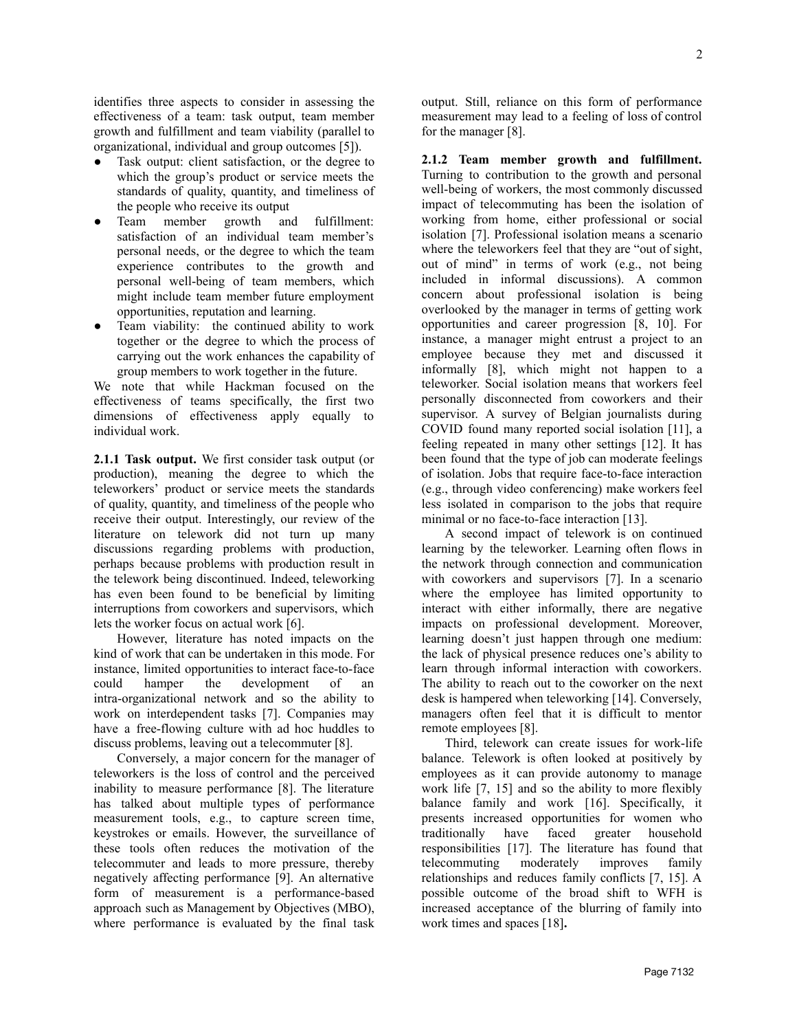identifies three aspects to consider in assessing the effectiveness of a team: task output, team member growth and fulfillment and team viability (parallel to organizational, individual and group outcomes [5]).

- Task output: client satisfaction, or the degree to which the group's product or service meets the standards of quality, quantity, and timeliness of the people who receive its output
- Team member growth and fulfillment: satisfaction of an individual team member's personal needs, or the degree to which the team experience contributes to the growth and personal well-being of team members, which might include team member future employment opportunities, reputation and learning.
- Team viability: the continued ability to work together or the degree to which the process of carrying out the work enhances the capability of group members to work together in the future.

We note that while Hackman focused on the effectiveness of teams specifically, the first two dimensions of effectiveness apply equally to individual work.

**2.1.1 Task output.** We first consider task output (or production), meaning the degree to which the teleworkers' product or service meets the standards of quality, quantity, and timeliness of the people who receive their output. Interestingly, our review of the literature on telework did not turn up many discussions regarding problems with production, perhaps because problems with production result in the telework being discontinued. Indeed, teleworking has even been found to be beneficial by limiting interruptions from coworkers and supervisors, which lets the worker focus on actual work [6].

However, literature has noted impacts on the kind of work that can be undertaken in this mode. For instance, limited opportunities to interact face-to-face could hamper the development of an intra-organizational network and so the ability to work on interdependent tasks [7]. Companies may have a free-flowing culture with ad hoc huddles to discuss problems, leaving out a telecommuter [8].

Conversely, a major concern for the manager of teleworkers is the loss of control and the perceived inability to measure performance [8]. The literature has talked about multiple types of performance measurement tools, e.g., to capture screen time, keystrokes or emails. However, the surveillance of these tools often reduces the motivation of the telecommuter and leads to more pressure, thereby negatively affecting performance [9]. An alternative form of measurement is a performance-based approach such as Management by Objectives (MBO), where performance is evaluated by the final task output. Still, reliance on this form of performance measurement may lead to a feeling of loss of control for the manager [8].

**2.1.2 Team member growth and fulfillment.** Turning to contribution to the growth and personal well-being of workers, the most commonly discussed impact of telecommuting has been the isolation of working from home, either professional or social isolation [7]. Professional isolation means a scenario where the teleworkers feel that they are "out of sight, out of mind" in terms of work (e.g., not being included in informal discussions). A common concern about professional isolation is being overlooked by the manager in terms of getting work opportunities and career progression [8, 10]. For instance, a manager might entrust a project to an employee because they met and discussed it informally [8], which might not happen to a teleworker. Social isolation means that workers feel personally disconnected from coworkers and their supervisor. A survey of Belgian journalists during COVID found many reported social isolation [11], a feeling repeated in many other settings [12]. It has been found that the type of job can moderate feelings of isolation. Jobs that require face-to-face interaction (e.g., through video conferencing) make workers feel less isolated in comparison to the jobs that require minimal or no face-to-face interaction [13].

A second impact of telework is on continued learning by the teleworker. Learning often flows in the network through connection and communication with coworkers and supervisors [7]. In a scenario where the employee has limited opportunity to interact with either informally, there are negative impacts on professional development. Moreover, learning doesn't just happen through one medium: the lack of physical presence reduces one's ability to learn through informal interaction with coworkers. The ability to reach out to the coworker on the next desk is hampered when teleworking [14]. Conversely, managers often feel that it is difficult to mentor remote employees [8].

Third, telework can create issues for work-life balance. Telework is often looked at positively by employees as it can provide autonomy to manage work life [7, 15] and so the ability to more flexibly balance family and work [16]. Specifically, it presents increased opportunities for women who traditionally have faced greater household responsibilities [17]. The literature has found that telecommuting moderately improves family relationships and reduces family conflicts [7, 15]. A possible outcome of the broad shift to WFH is increased acceptance of the blurring of family into work times and spaces [18].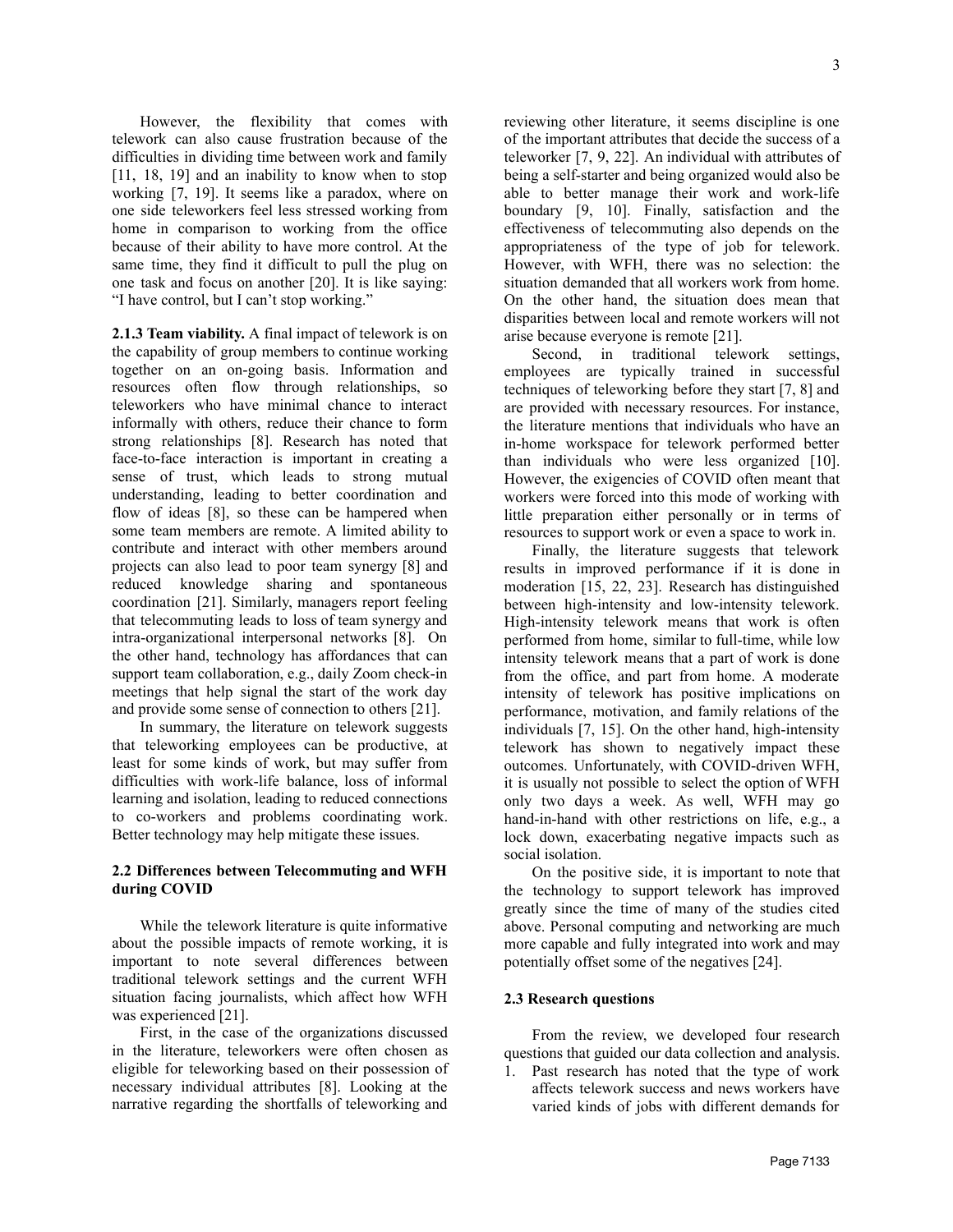However, the flexibility that comes with telework can also cause frustration because of the difficulties in dividing time between work and family [11, 18, 19] and an inability to know when to stop working [7, 19]. It seems like a paradox, where on one side teleworkers feel less stressed working from home in comparison to working from the office because of their ability to have more control. At the same time, they find it difficult to pull the plug on one task and focus on another [20]. It is like saying: "I have control, but I can't stop working."

**2.1.3 Team viability.** A final impact of telework is on the capability of group members to continue working together on an on-going basis. Information and resources often flow through relationships, so teleworkers who have minimal chance to interact informally with others, reduce their chance to form strong relationships [8]. Research has noted that face-to-face interaction is important in creating a sense of trust, which leads to strong mutual understanding, leading to better coordination and flow of ideas [8], so these can be hampered when some team members are remote. A limited ability to contribute and interact with other members around projects can also lead to poor team synergy [8] and reduced knowledge sharing and spontaneous coordination [21]. Similarly, managers report feeling that telecommuting leads to loss of team synergy and intra-organizational interpersonal networks [8]. On the other hand, technology has affordances that can support team collaboration, e.g., daily Zoom check-in meetings that help signal the start of the work day and provide some sense of connection to others [21].

In summary, the literature on telework suggests that teleworking employees can be productive, at least for some kinds of work, but may suffer from difficulties with work-life balance, loss of informal learning and isolation, leading to reduced connections to co-workers and problems coordinating work. Better technology may help mitigate these issues.

### 2.2 Differences between Telecommuting and WFH during COVID

While the telework literature is quite informative about the possible impacts of remote working, it is important to note several differences between traditional telework settings and the current WFH situation facing journalists, which affect how WFH was experienced [21].

First, in the case of the organizations discussed in the literature, teleworkers were often chosen as eligible for teleworking based on their possession of necessary individual attributes [8]. Looking at the narrative regarding the shortfalls of teleworking and reviewing other literature, it seems discipline is one of the important attributes that decide the success of a teleworker [7, 9, 22]. An individual with attributes of being a self-starter and being organized would also be able to better manage their work and work-life boundary [9, 10]. Finally, satisfaction and the effectiveness of telecommuting also depends on the appropriateness of the type of job for telework. However, with WFH, there was no selection: the situation demanded that all workers work from home. On the other hand, the situation does mean that disparities between local and remote workers will not arise because everyone is remote [21].

Second, in traditional telework settings, employees are typically trained in successful techniques of teleworking before they start [7, 8] and are provided with necessary resources. For instance, the literature mentions that individuals who have an in-home workspace for telework performed better than individuals who were less organized [10]. However, the exigencies of COVID often meant that workers were forced into this mode of working with little preparation either personally or in terms of resources to support work or even a space to work in.

Finally, the literature suggests that telework results in improved performance if it is done in moderation [15, 22, 23]. Research has distinguished between high-intensity and low-intensity telework. High-intensity telework means that work is often performed from home, similar to full-time, while low intensity telework means that a part of work is done from the office, and part from home. A moderate intensity of telework has positive implications on performance, motivation, and family relations of the individuals [7, 15]. On the other hand, high-intensity telework has shown to negatively impact these outcomes. Unfortunately, with COVID-driven WFH, it is usually not possible to select the option of WFH only two days a week. As well, WFH may go hand-in-hand with other restrictions on life, e.g., a lock down, exacerbating negative impacts such as social isolation.

On the positive side, it is important to note that the technology to support telework has improved greatly since the time of many of the studies cited above. Personal computing and networking are much more capable and fully integrated into work and may potentially offset some of the negatives [24].

### 2.3 Research questions

From the review, we developed four research questions that guided our data collection and analysis.

1. Past research has noted that the type of work affects telework success and news workers have varied kinds of jobs with different demands for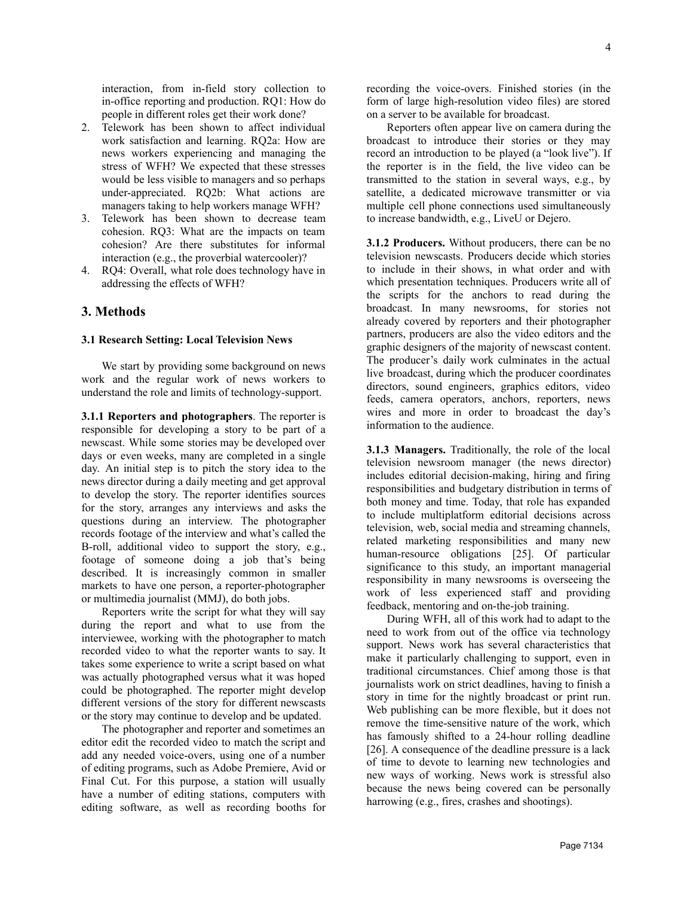interaction, from in-field story collection to in-office reporting and production. RQ1: How do people in different roles get their work done?

2. Telework has been shown to affect individual work satisfaction and learning. RQ2a: How are news workers experiencing and managing the stress of WFH? We expected that these stresses would be less visible to managers and so perhaps under-appreciated. RQ2b: What actions are managers taking to help workers manage WFH?
3. Telework has been shown to decrease team cohesion. RQ3: What are the impacts on team cohesion? Are there substitutes for informal interaction (e.g., the proverbial watercooler)?
4. RQ4: Overall, what role does technology have in addressing the effects of WFH?

## 3. Methods

### 3.1 Research Setting: Local Television News

We start by providing some background on news work and the regular work of news workers to understand the role and limits of technology-support.

**3.1.1 Reporters and photographers**. The reporter is responsible for developing a story to be part of a newscast. While some stories may be developed over days or even weeks, many are completed in a single day. An initial step is to pitch the story idea to the news director during a daily meeting and get approval to develop the story. The reporter identifies sources for the story, arranges any interviews and asks the questions during an interview. The photographer records footage of the interview and what's called the B-roll, additional video to support the story, e.g., footage of someone doing a job that's being described. It is increasingly common in smaller markets to have one person, a reporter-photographer or multimedia journalist (MMJ), do both jobs.

Reporters write the script for what they will say during the report and what to use from the interviewee, working with the photographer to match recorded video to what the reporter wants to say. It takes some experience to write a script based on what was actually photographed versus what it was hoped could be photographed. The reporter might develop different versions of the story for different newscasts or the story may continue to develop and be updated.

The photographer and reporter and sometimes an editor edit the recorded video to match the script and add any needed voice-overs, using one of a number of editing programs, such as Adobe Premiere, Avid or Final Cut. For this purpose, a station will usually have a number of editing stations, computers with editing software, as well as recording booths for recording the voice-overs. Finished stories (in the form of large high-resolution video files) are stored on a server to be available for broadcast.

Reporters often appear live on camera during the broadcast to introduce their stories or they may record an introduction to be played (a "look live"). If the reporter is in the field, the live video can be transmitted to the station in several ways, e.g., by satellite, a dedicated microwave transmitter or via multiple cell phone connections used simultaneously to increase bandwidth, e.g., LiveU or Dejero.

**3.1.2 Producers.** Without producers, there can be no television newscasts. Producers decide which stories to include in their shows, in what order and with which presentation techniques. Producers write all of the scripts for the anchors to read during the broadcast. In many newsrooms, for stories not already covered by reporters and their photographer partners, producers are also the video editors and the graphic designers of the majority of newscast content. The producer's daily work culminates in the actual live broadcast, during which the producer coordinates directors, sound engineers, graphics editors, video feeds, camera operators, anchors, reporters, news wires and more in order to broadcast the day's information to the audience.

**3.1.3 Managers.** Traditionally, the role of the local television newsroom manager (the news director) includes editorial decision-making, hiring and firing responsibilities and budgetary distribution in terms of both money and time. Today, that role has expanded to include multiplatform editorial decisions across television, web, social media and streaming channels, related marketing responsibilities and many new human-resource obligations [25]. Of particular significance to this study, an important managerial responsibility in many newsrooms is overseeing the work of less experienced staff and providing feedback, mentoring and on-the-job training.

During WFH, all of this work had to adapt to the need to work from out of the office via technology support. News work has several characteristics that make it particularly challenging to support, even in traditional circumstances. Chief among those is that journalists work on strict deadlines, having to finish a story in time for the nightly broadcast or print run. Web publishing can be more flexible, but it does not remove the time-sensitive nature of the work, which has famously shifted to a 24-hour rolling deadline [26]. A consequence of the deadline pressure is a lack of time to devote to learning new technologies and new ways of working. News work is stressful also because the news being covered can be personally harrowing (e.g., fires, crashes and shootings).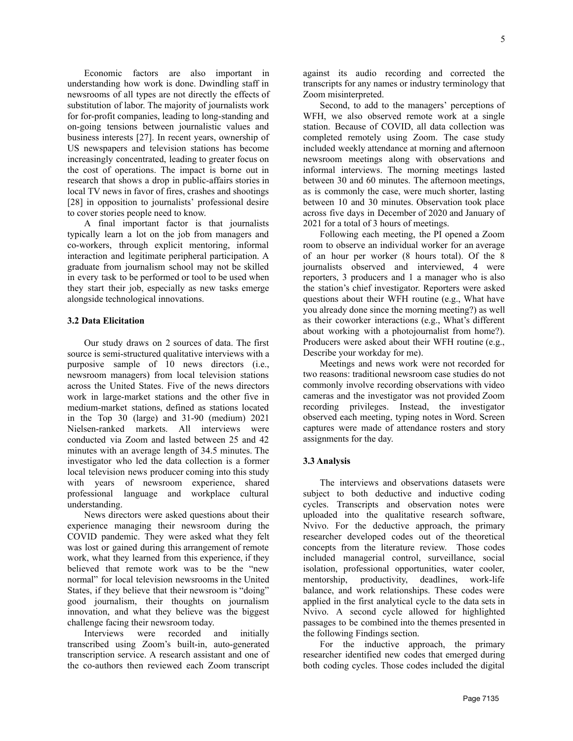Economic factors are also important in understanding how work is done. Dwindling staff in newsrooms of all types are not directly the effects of substitution of labor. The majority of journalists work for for-profit companies, leading to long-standing and on-going tensions between journalistic values and business interests [27]. In recent years, ownership of US newspapers and television stations has become increasingly concentrated, leading to greater focus on the cost of operations. The impact is borne out in research that shows a drop in public-affairs stories in local TV news in favor of fires, crashes and shootings [28] in opposition to journalists' professional desire to cover stories people need to know.

A final important factor is that journalists typically learn a lot on the job from managers and co-workers, through explicit mentoring, informal interaction and legitimate peripheral participation. A graduate from journalism school may not be skilled in every task to be performed or tool to be used when they start their job, especially as new tasks emerge alongside technological innovations.

### 3.2 Data Elicitation

Our study draws on 2 sources of data. The first source is semi-structured qualitative interviews with a purposive sample of 10 news directors (i.e., newsroom managers) from local television stations across the United States. Five of the news directors work in large-market stations and the other five in medium-market stations, defined as stations located in the Top 30 (large) and 31-90 (medium) 2021 Nielsen-ranked markets. All interviews were conducted via Zoom and lasted between 25 and 42 minutes with an average length of 34.5 minutes. The investigator who led the data collection is a former local television news producer coming into this study with years of newsroom experience, shared professional language and workplace cultural understanding.

News directors were asked questions about their experience managing their newsroom during the COVID pandemic. They were asked what they felt was lost or gained during this arrangement of remote work, what they learned from this experience, if they believed that remote work was to be the "new normal" for local television newsrooms in the United States, if they believe that their newsroom is "doing" good journalism, their thoughts on journalism innovation, and what they believe was the biggest challenge facing their newsroom today.

Interviews were recorded and initially transcribed using Zoom's built-in, auto-generated transcription service. A research assistant and one of the co-authors then reviewed each Zoom transcript against its audio recording and corrected the transcripts for any names or industry terminology that Zoom misinterpreted.

Second, to add to the managers' perceptions of WFH, we also observed remote work at a single station. Because of COVID, all data collection was completed remotely using Zoom. The case study included weekly attendance at morning and afternoon newsroom meetings along with observations and informal interviews. The morning meetings lasted between 30 and 60 minutes. The afternoon meetings, as is commonly the case, were much shorter, lasting between 10 and 30 minutes. Observation took place across five days in December of 2020 and January of 2021 for a total of 3 hours of meetings.

Following each meeting, the PI opened a Zoom room to observe an individual worker for an average of an hour per worker (8 hours total). Of the 8 journalists observed and interviewed, 4 were reporters, 3 producers and 1 a manager who is also the station's chief investigator. Reporters were asked questions about their WFH routine (e.g., What have you already done since the morning meeting?) as well as their coworker interactions (e.g., What's different about working with a photojournalist from home?). Producers were asked about their WFH routine (e.g., Describe your workday for me).

Meetings and news work were not recorded for two reasons: traditional newsroom case studies do not commonly involve recording observations with video cameras and the investigator was not provided Zoom recording privileges. Instead, the investigator observed each meeting, typing notes in Word. Screen captures were made of attendance rosters and story assignments for the day.

### 3.3 Analysis

The interviews and observations datasets were subject to both deductive and inductive coding cycles. Transcripts and observation notes were uploaded into the qualitative research software, Nvivo. For the deductive approach, the primary researcher developed codes out of the theoretical concepts from the literature review. Those codes included managerial control, surveillance, social isolation, professional opportunities, water cooler, mentorship, productivity, deadlines, work-life balance, and work relationships. These codes were applied in the first analytical cycle to the data sets in Nvivo. A second cycle allowed for highlighted passages to be combined into the themes presented in the following Findings section.

For the inductive approach, the primary researcher identified new codes that emerged during both coding cycles. Those codes included the digital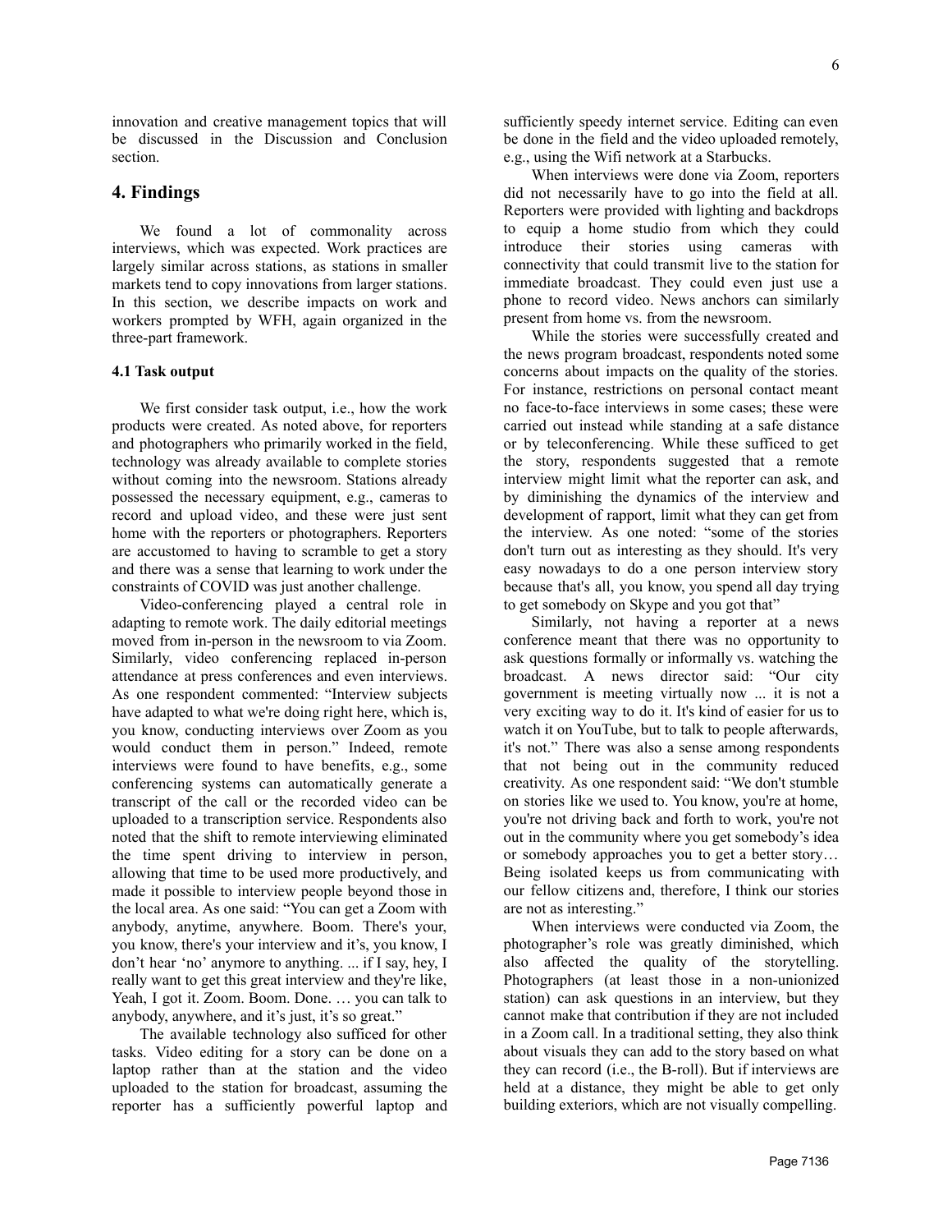innovation and creative management topics that will be discussed in the Discussion and Conclusion section.

## 4. Findings

We found a lot of commonality across interviews, which was expected. Work practices are largely similar across stations, as stations in smaller markets tend to copy innovations from larger stations. In this section, we describe impacts on work and workers prompted by WFH, again organized in the three-part framework.

#### 4.1 Task output

We first consider task output, i.e., how the work products were created. As noted above, for reporters and photographers who primarily worked in the field, technology was already available to complete stories without coming into the newsroom. Stations already possessed the necessary equipment, e.g., cameras to record and upload video, and these were just sent home with the reporters or photographers. Reporters are accustomed to having to scramble to get a story and there was a sense that learning to work under the constraints of COVID was just another challenge.

Video-conferencing played a central role in adapting to remote work. The daily editorial meetings moved from in-person in the newsroom to via Zoom. Similarly, video conferencing replaced in-person attendance at press conferences and even interviews. As one respondent commented: "Interview subjects have adapted to what we're doing right here, which is, you know, conducting interviews over Zoom as you would conduct them in person." Indeed, remote interviews were found to have benefits, e.g., some conferencing systems can automatically generate a transcript of the call or the recorded video can be uploaded to a transcription service. Respondents also noted that the shift to remote interviewing eliminated the time spent driving to interview in person, allowing that time to be used more productively, and made it possible to interview people beyond those in the local area. As one said: "You can get a Zoom with anybody, anytime, anywhere. Boom. There's your, you know, there's your interview and it's, you know, I don't hear 'no' anymore to anything. ... if I say, hey, I really want to get this great interview and they're like, Yeah, I got it. Zoom. Boom. Done. … you can talk to anybody, anywhere, and it's just, it's so great."

The available technology also sufficed for other tasks. Video editing for a story can be done on a laptop rather than at the station and the video uploaded to the station for broadcast, assuming the reporter has a sufficiently powerful laptop and sufficiently speedy internet service. Editing can even be done in the field and the video uploaded remotely, e.g., using the Wifi network at a Starbucks.

When interviews were done via Zoom, reporters did not necessarily have to go into the field at all. Reporters were provided with lighting and backdrops to equip a home studio from which they could introduce their stories using cameras with connectivity that could transmit live to the station for immediate broadcast. They could even just use a phone to record video. News anchors can similarly present from home vs. from the newsroom.

While the stories were successfully created and the news program broadcast, respondents noted some concerns about impacts on the quality of the stories. For instance, restrictions on personal contact meant no face-to-face interviews in some cases; these were carried out instead while standing at a safe distance or by teleconferencing. While these sufficed to get the story, respondents suggested that a remote interview might limit what the reporter can ask, and by diminishing the dynamics of the interview and development of rapport, limit what they can get from the interview. As one noted: "some of the stories don't turn out as interesting as they should. It's very easy nowadays to do a one person interview story because that's all, you know, you spend all day trying to get somebody on Skype and you got that"

Similarly, not having a reporter at a news conference meant that there was no opportunity to ask questions formally or informally vs. watching the broadcast. A news director said: "Our city government is meeting virtually now ... it is not a very exciting way to do it. It's kind of easier for us to watch it on YouTube, but to talk to people afterwards, it's not." There was also a sense among respondents that not being out in the community reduced creativity. As one respondent said: "We don't stumble on stories like we used to. You know, you're at home, you're not driving back and forth to work, you're not out in the community where you get somebody's idea or somebody approaches you to get a better story… Being isolated keeps us from communicating with our fellow citizens and, therefore, I think our stories are not as interesting."

When interviews were conducted via Zoom, the photographer's role was greatly diminished, which also affected the quality of the storytelling. Photographers (at least those in a non-unionized station) can ask questions in an interview, but they cannot make that contribution if they are not included in a Zoom call. In a traditional setting, they also think about visuals they can add to the story based on what they can record (i.e., the B-roll). But if interviews are held at a distance, they might be able to get only building exteriors, which are not visually compelling.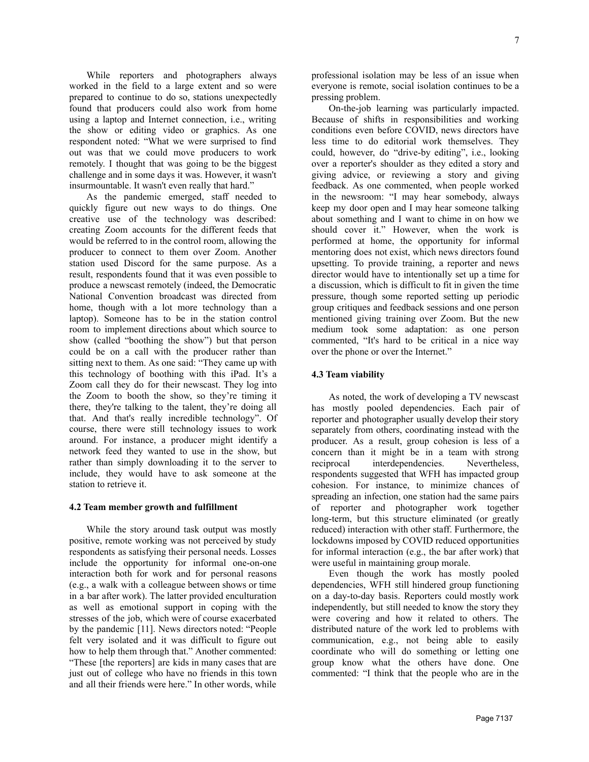While reporters and photographers always worked in the field to a large extent and so were prepared to continue to do so, stations unexpectedly found that producers could also work from home using a laptop and Internet connection, i.e., writing the show or editing video or graphics. As one respondent noted: "What we were surprised to find out was that we could move producers to work remotely. I thought that was going to be the biggest challenge and in some days it was. However, it wasn't insurmountable. It wasn't even really that hard."

As the pandemic emerged, staff needed to quickly figure out new ways to do things. One creative use of the technology was described: creating Zoom accounts for the different feeds that would be referred to in the control room, allowing the producer to connect to them over Zoom. Another station used Discord for the same purpose. As a result, respondents found that it was even possible to produce a newscast remotely (indeed, the Democratic National Convention broadcast was directed from home, though with a lot more technology than a laptop). Someone has to be in the station control room to implement directions about which source to show (called "boothing the show") but that person could be on a call with the producer rather than sitting next to them. As one said: "They came up with this technology of boothing with this iPad. It's a Zoom call they do for their newscast. They log into the Zoom to booth the show, so they're timing it there, they're talking to the talent, they're doing all that. And that's really incredible technology". Of course, there were still technology issues to work around. For instance, a producer might identify a network feed they wanted to use in the show, but rather than simply downloading it to the server to include, they would have to ask someone at the station to retrieve it.

### 4.2 Team member growth and fulfillment

While the story around task output was mostly positive, remote working was not perceived by study respondents as satisfying their personal needs. Losses include the opportunity for informal one-on-one interaction both for work and for personal reasons (e.g., a walk with a colleague between shows or time in a bar after work). The latter provided enculturation as well as emotional support in coping with the stresses of the job, which were of course exacerbated by the pandemic [11]. News directors noted: "People felt very isolated and it was difficult to figure out how to help them through that." Another commented: "These [the reporters] are kids in many cases that are just out of college who have no friends in this town and all their friends were here." In other words, while professional isolation may be less of an issue when everyone is remote, social isolation continues to be a pressing problem.

On-the-job learning was particularly impacted. Because of shifts in responsibilities and working conditions even before COVID, news directors have less time to do editorial work themselves. They could, however, do "drive-by editing", i.e., looking over a reporter's shoulder as they edited a story and giving advice, or reviewing a story and giving feedback. As one commented, when people worked in the newsroom: "I may hear somebody, always keep my door open and I may hear someone talking about something and I want to chime in on how we should cover it." However, when the work is performed at home, the opportunity for informal mentoring does not exist, which news directors found upsetting. To provide training, a reporter and news director would have to intentionally set up a time for a discussion, which is difficult to fit in given the time pressure, though some reported setting up periodic group critiques and feedback sessions and one person mentioned giving training over Zoom. But the new medium took some adaptation: as one person commented, "It's hard to be critical in a nice way over the phone or over the Internet."

### 4.3 Team viability

As noted, the work of developing a TV newscast has mostly pooled dependencies. Each pair of reporter and photographer usually develop their story separately from others, coordinating instead with the producer. As a result, group cohesion is less of a concern than it might be in a team with strong reciprocal interdependencies. Nevertheless, respondents suggested that WFH has impacted group cohesion. For instance, to minimize chances of spreading an infection, one station had the same pairs of reporter and photographer work together long-term, but this structure eliminated (or greatly reduced) interaction with other staff. Furthermore, the lockdowns imposed by COVID reduced opportunities for informal interaction (e.g., the bar after work) that were useful in maintaining group morale.

Even though the work has mostly pooled dependencies, WFH still hindered group functioning on a day-to-day basis. Reporters could mostly work independently, but still needed to know the story they were covering and how it related to others. The distributed nature of the work led to problems with communication, e.g., not being able to easily coordinate who will do something or letting one group know what the others have done. One commented: "I think that the people who are in the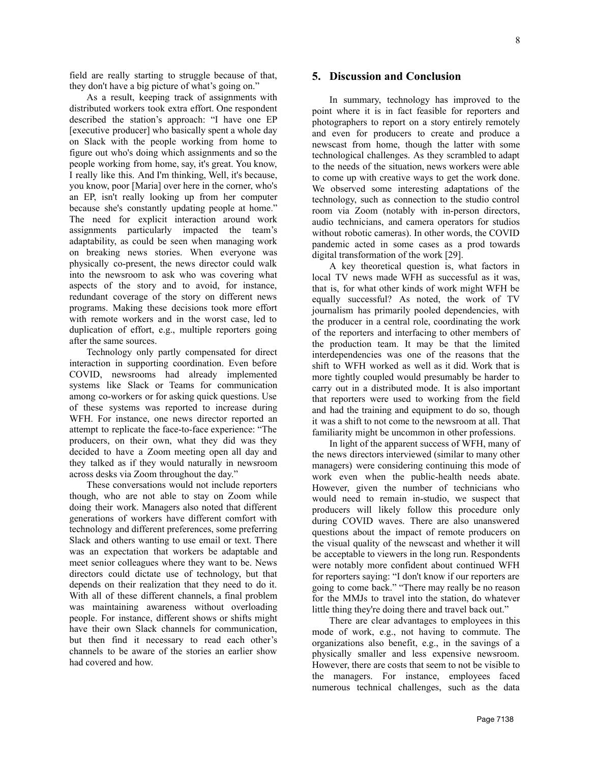field are really starting to struggle because of that, they don't have a big picture of what's going on."

As a result, keeping track of assignments with distributed workers took extra effort. One respondent described the station's approach: "I have one EP [executive producer] who basically spent a whole day on Slack with the people working from home to figure out who's doing which assignments and so the people working from home, say, it's great. You know, I really like this. And I'm thinking, Well, it's because, you know, poor [Maria] over here in the corner, who's an EP, isn't really looking up from her computer because she's constantly updating people at home." The need for explicit interaction around work assignments particularly impacted the team's adaptability, as could be seen when managing work on breaking news stories. When everyone was physically co-present, the news director could walk into the newsroom to ask who was covering what aspects of the story and to avoid, for instance, redundant coverage of the story on different news programs. Making these decisions took more effort with remote workers and in the worst case, led to duplication of effort, e.g., multiple reporters going after the same sources.

Technology only partly compensated for direct interaction in supporting coordination. Even before COVID, newsrooms had already implemented systems like Slack or Teams for communication among co-workers or for asking quick questions. Use of these systems was reported to increase during WFH. For instance, one news director reported an attempt to replicate the face-to-face experience: "The producers, on their own, what they did was they decided to have a Zoom meeting open all day and they talked as if they would naturally in newsroom across desks via Zoom throughout the day."

These conversations would not include reporters though, who are not able to stay on Zoom while doing their work. Managers also noted that different generations of workers have different comfort with technology and different preferences, some preferring Slack and others wanting to use email or text. There was an expectation that workers be adaptable and meet senior colleagues where they want to be. News directors could dictate use of technology, but that depends on their realization that they need to do it. With all of these different channels, a final problem was maintaining awareness without overloading people. For instance, different shows or shifts might have their own Slack channels for communication, but then find it necessary to read each other's channels to be aware of the stories an earlier show had covered and how.

## 5. Discussion and Conclusion

In summary, technology has improved to the point where it is in fact feasible for reporters and photographers to report on a story entirely remotely and even for producers to create and produce a newscast from home, though the latter with some technological challenges. As they scrambled to adapt to the needs of the situation, news workers were able to come up with creative ways to get the work done. We observed some interesting adaptations of the technology, such as connection to the studio control room via Zoom (notably with in-person directors, audio technicians, and camera operators for studios without robotic cameras). In other words, the COVID pandemic acted in some cases as a prod towards digital transformation of the work [29].

A key theoretical question is, what factors in local TV news made WFH as successful as it was, that is, for what other kinds of work might WFH be equally successful? As noted, the work of TV journalism has primarily pooled dependencies, with the producer in a central role, coordinating the work of the reporters and interfacing to other members of the production team. It may be that the limited interdependencies was one of the reasons that the shift to WFH worked as well as it did. Work that is more tightly coupled would presumably be harder to carry out in a distributed mode. It is also important that reporters were used to working from the field and had the training and equipment to do so, though it was a shift to not come to the newsroom at all. That familiarity might be uncommon in other professions.

In light of the apparent success of WFH, many of the news directors interviewed (similar to many other managers) were considering continuing this mode of work even when the public-health needs abate. However, given the number of technicians who would need to remain in-studio, we suspect that producers will likely follow this procedure only during COVID waves. There are also unanswered questions about the impact of remote producers on the visual quality of the newscast and whether it will be acceptable to viewers in the long run. Respondents were notably more confident about continued WFH for reporters saying: "I don't know if our reporters are going to come back." "There may really be no reason for the MMJs to travel into the station, do whatever little thing they're doing there and travel back out."

There are clear advantages to employees in this mode of work, e.g., not having to commute. The organizations also benefit, e.g., in the savings of a physically smaller and less expensive newsroom. However, there are costs that seem to not be visible to the managers. For instance, employees faced numerous technical challenges, such as the data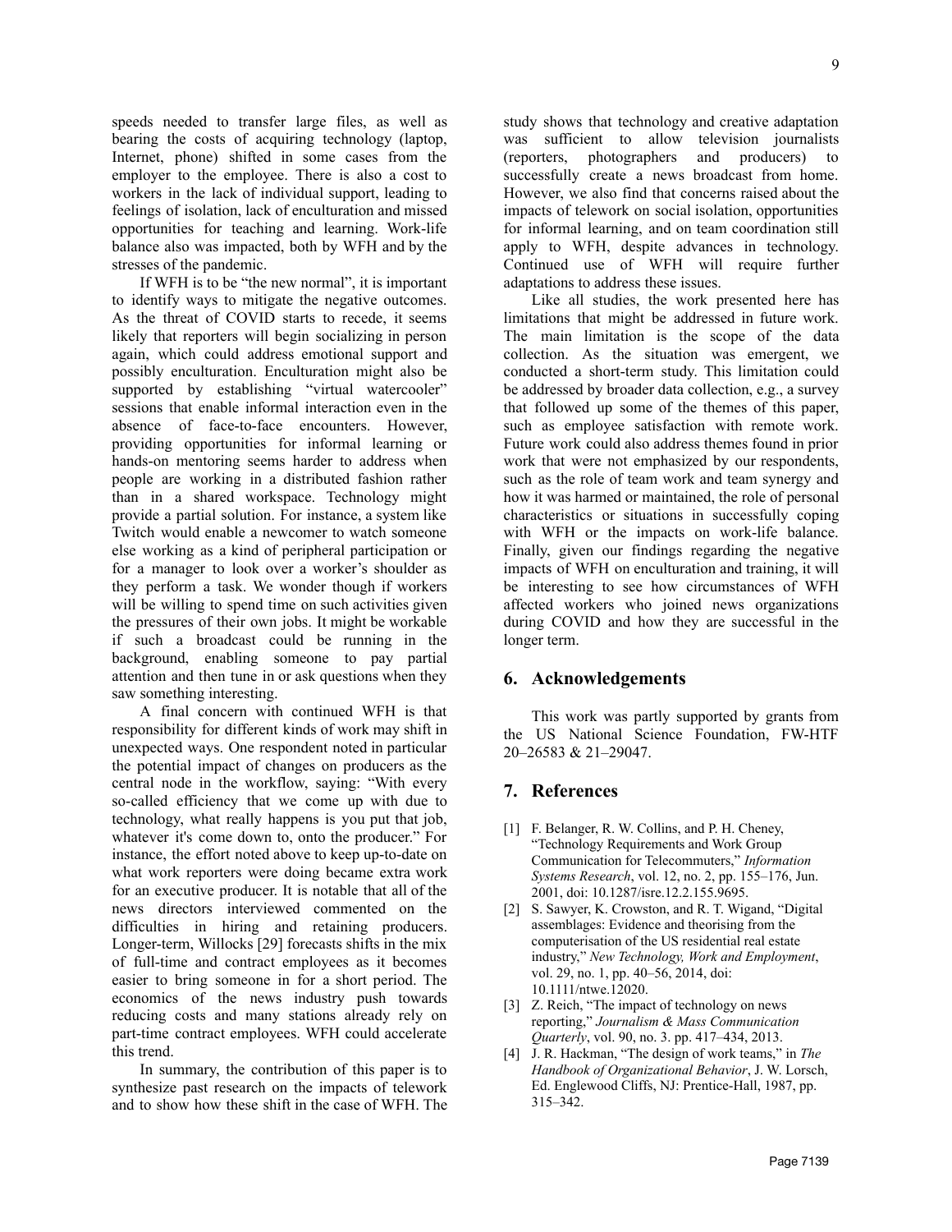speeds needed to transfer large files, as well as bearing the costs of acquiring technology (laptop, Internet, phone) shifted in some cases from the employer to the employee. There is also a cost to workers in the lack of individual support, leading to feelings of isolation, lack of enculturation and missed opportunities for teaching and learning. Work-life balance also was impacted, both by WFH and by the stresses of the pandemic.

If WFH is to be "the new normal", it is important to identify ways to mitigate the negative outcomes. As the threat of COVID starts to recede, it seems likely that reporters will begin socializing in person again, which could address emotional support and possibly enculturation. Enculturation might also be supported by establishing "virtual watercooler" sessions that enable informal interaction even in the absence of face-to-face encounters. However, providing opportunities for informal learning or hands-on mentoring seems harder to address when people are working in a distributed fashion rather than in a shared workspace. Technology might provide a partial solution. For instance, a system like Twitch would enable a newcomer to watch someone else working as a kind of peripheral participation or for a manager to look over a worker's shoulder as they perform a task. We wonder though if workers will be willing to spend time on such activities given the pressures of their own jobs. It might be workable if such a broadcast could be running in the background, enabling someone to pay partial attention and then tune in or ask questions when they saw something interesting.

A final concern with continued WFH is that responsibility for different kinds of work may shift in unexpected ways. One respondent noted in particular the potential impact of changes on producers as the central node in the workflow, saying: "With every so-called efficiency that we come up with due to technology, what really happens is you put that job, whatever it's come down to, onto the producer." For instance, the effort noted above to keep up-to-date on what work reporters were doing became extra work for an executive producer. It is notable that all of the news directors interviewed commented on the difficulties in hiring and retaining producers. Longer-term, Willocks [29] forecasts shifts in the mix of full-time and contract employees as it becomes easier to bring someone in for a short period. The economics of the news industry push towards reducing costs and many stations already rely on part-time contract employees. WFH could accelerate this trend.

In summary, the contribution of this paper is to synthesize past research on the impacts of telework and to show how these shift in the case of WFH. The study shows that technology and creative adaptation was sufficient to allow television journalists (reporters, photographers and producers) to successfully create a news broadcast from home. However, we also find that concerns raised about the impacts of telework on social isolation, opportunities for informal learning, and on team coordination still apply to WFH, despite advances in technology. Continued use of WFH will require further adaptations to address these issues.

Like all studies, the work presented here has limitations that might be addressed in future work. The main limitation is the scope of the data collection. As the situation was emergent, we conducted a short-term study. This limitation could be addressed by broader data collection, e.g., a survey that followed up some of the themes of this paper, such as employee satisfaction with remote work. Future work could also address themes found in prior work that were not emphasized by our respondents, such as the role of team work and team synergy and how it was harmed or maintained, the role of personal characteristics or situations in successfully coping with WFH or the impacts on work-life balance. Finally, given our findings regarding the negative impacts of WFH on enculturation and training, it will be interesting to see how circumstances of WFH affected workers who joined news organizations during COVID and how they are successful in the longer term.

## 6. Acknowledgements

This work was partly supported by grants from the US National Science Foundation, FW-HTF 20–26583 & 21–29047.

## 7. References

[1] F. Belanger, R. W. Collins, and P. H. Cheney, "Technology Requirements and Work Group Communication for Telecommuters," *Information Systems Research*, vol. 12, no. 2, pp. 155–176, Jun. 2001, doi: 10.1287/isre.12.2.155.9695.

[2] S. Sawyer, K. Crowston, and R. T. Wigand, "Digital assemblages: Evidence and theorising from the computerisation of the US residential real estate industry," *New Technology, Work and Employment*, vol. 29, no. 1, pp. 40–56, 2014, doi: 10.1111/ntwe.12020.

[3] Z. Reich, "The impact of technology on news reporting," *Journalism & Mass Communication Quarterly*, vol. 90, no. 3. pp. 417–434, 2013.

[4] J. R. Hackman, "The design of work teams," in *The Handbook of Organizational Behavior*, J. W. Lorsch, Ed. Englewood Cliffs, NJ: Prentice-Hall, 1987, pp. 315–342.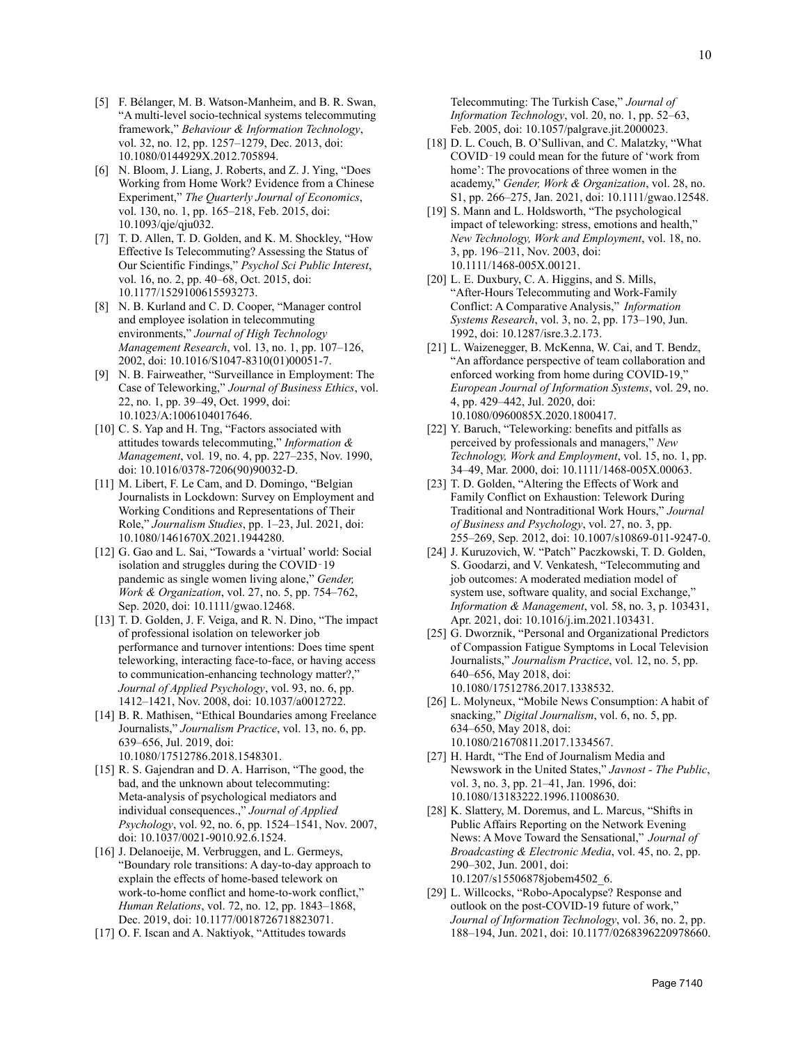[5] F. Bélanger, M. B. Watson-Manheim, and B. R. Swan, "A multi-level socio-technical systems telecommuting framework," *Behaviour & Information Technology*, vol. 32, no. 12, pp. 1257–1279, Dec. 2013, doi: 10.1080/0144929X.2012.705894.

[6] N. Bloom, J. Liang, J. Roberts, and Z. J. Ying, "Does Working from Home Work? Evidence from a Chinese Experiment," *The Quarterly Journal of Economics*, vol. 130, no. 1, pp. 165–218, Feb. 2015, doi: 10.1093/qje/qju032.

[7] T. D. Allen, T. D. Golden, and K. M. Shockley, "How Effective Is Telecommuting? Assessing the Status of Our Scientific Findings," *Psychol Sci Public Interest*, vol. 16, no. 2, pp. 40–68, Oct. 2015, doi: 10.1177/1529100615593273.

[8] N. B. Kurland and C. D. Cooper, "Manager control and employee isolation in telecommuting environments," *Journal of High Technology Management Research*, vol. 13, no. 1, pp. 107–126, 2002, doi: 10.1016/S1047-8310(01)00051-7.

[9] N. B. Fairweather, "Surveillance in Employment: The Case of Teleworking," *Journal of Business Ethics*, vol. 22, no. 1, pp. 39–49, Oct. 1999, doi: 10.1023/A:1006104017646.

[10] C. S. Yap and H. Tng, "Factors associated with attitudes towards telecommuting," *Information & Management*, vol. 19, no. 4, pp. 227–235, Nov. 1990, doi: 10.1016/0378-7206(90)90032-D.

[11] M. Libert, F. Le Cam, and D. Domingo, "Belgian Journalists in Lockdown: Survey on Employment and Working Conditions and Representations of Their Role," *Journalism Studies*, pp. 1–23, Jul. 2021, doi: 10.1080/1461670X.2021.1944280.

[12] G. Gao and L. Sai, "Towards a 'virtual' world: Social isolation and struggles during the COVID‐19 pandemic as single women living alone," *Gender, Work & Organization*, vol. 27, no. 5, pp. 754–762, Sep. 2020, doi: 10.1111/gwao.12468.

[13] T. D. Golden, J. F. Veiga, and R. N. Dino, "The impact of professional isolation on teleworker job performance and turnover intentions: Does time spent teleworking, interacting face-to-face, or having access to communication-enhancing technology matter?," *Journal of Applied Psychology*, vol. 93, no. 6, pp. 1412–1421, Nov. 2008, doi: 10.1037/a0012722.

[14] B. R. Mathisen, "Ethical Boundaries among Freelance Journalists," *Journalism Practice*, vol. 13, no. 6, pp. 639–656, Jul. 2019, doi: 10.1080/17512786.2018.1548301.

[15] R. S. Gajendran and D. A. Harrison, "The good, the bad, and the unknown about telecommuting: Meta-analysis of psychological mediators and individual consequences.," *Journal of Applied Psychology*, vol. 92, no. 6, pp. 1524–1541, Nov. 2007, doi: 10.1037/0021-9010.92.6.1524.

[16] J. Delanoeije, M. Verbruggen, and L. Germeys, "Boundary role transitions: A day-to-day approach to explain the effects of home-based telework on work-to-home conflict and home-to-work conflict," *Human Relations*, vol. 72, no. 12, pp. 1843–1868, Dec. 2019, doi: 10.1177/0018726718823071.

[17] O. F. Iscan and A. Naktiyok, "Attitudes towards Telecommuting: The Turkish Case," *Journal of Information Technology*, vol. 20, no. 1, pp. 52–63, Feb. 2005, doi: 10.1057/palgrave.jit.2000023.

[18] D. L. Couch, B. O'Sullivan, and C. Malatzky, "What COVID‐19 could mean for the future of 'work from home': The provocations of three women in the academy," *Gender, Work & Organization*, vol. 28, no. S1, pp. 266–275, Jan. 2021, doi: 10.1111/gwao.12548.

[19] S. Mann and L. Holdsworth, "The psychological impact of teleworking: stress, emotions and health," *New Technology, Work and Employment*, vol. 18, no. 3, pp. 196–211, Nov. 2003, doi: 10.1111/1468-005X.00121.

[20] L. E. Duxbury, C. A. Higgins, and S. Mills, "After-Hours Telecommuting and Work-Family Conflict: A Comparative Analysis," *Information Systems Research*, vol. 3, no. 2, pp. 173–190, Jun. 1992, doi: 10.1287/isre.3.2.173.

[21] L. Waizenegger, B. McKenna, W. Cai, and T. Bendz, "An affordance perspective of team collaboration and enforced working from home during COVID-19," *European Journal of Information Systems*, vol. 29, no. 4, pp. 429–442, Jul. 2020, doi: 10.1080/0960085X.2020.1800417.

[22] Y. Baruch, "Teleworking: benefits and pitfalls as perceived by professionals and managers," *New Technology, Work and Employment*, vol. 15, no. 1, pp. 34–49, Mar. 2000, doi: 10.1111/1468-005X.00063.

[23] T. D. Golden, "Altering the Effects of Work and Family Conflict on Exhaustion: Telework During Traditional and Nontraditional Work Hours," *Journal of Business and Psychology*, vol. 27, no. 3, pp. 255–269, Sep. 2012, doi: 10.1007/s10869-011-9247-0.

[24] J. Kuruzovich, W. "Patch" Paczkowski, T. D. Golden, S. Goodarzi, and V. Venkatesh, "Telecommuting and job outcomes: A moderated mediation model of system use, software quality, and social Exchange," *Information & Management*, vol. 58, no. 3, p. 103431, Apr. 2021, doi: 10.1016/j.im.2021.103431.

[25] G. Dworznik, "Personal and Organizational Predictors of Compassion Fatigue Symptoms in Local Television Journalists," *Journalism Practice*, vol. 12, no. 5, pp. 640–656, May 2018, doi: 10.1080/17512786.2017.1338532.

[26] L. Molyneux, "Mobile News Consumption: A habit of snacking," *Digital Journalism*, vol. 6, no. 5, pp. 634–650, May 2018, doi: 10.1080/21670811.2017.1334567.

[27] H. Hardt, "The End of Journalism Media and Newswork in the United States," *Javnost - The Public*, vol. 3, no. 3, pp. 21–41, Jan. 1996, doi: 10.1080/13183222.1996.11008630.

[28] K. Slattery, M. Doremus, and L. Marcus, "Shifts in Public Affairs Reporting on the Network Evening News: A Move Toward the Sensational," *Journal of Broadcasting & Electronic Media*, vol. 45, no. 2, pp. 290–302, Jun. 2001, doi: 10.1207/s15506878jobem4502_6.

[29] L. Willcocks, "Robo-Apocalypse? Response and outlook on the post-COVID-19 future of work," *Journal of Information Technology*, vol. 36, no. 2, pp. 188–194, Jun. 2021, doi: 10.1177/0268396220978660.